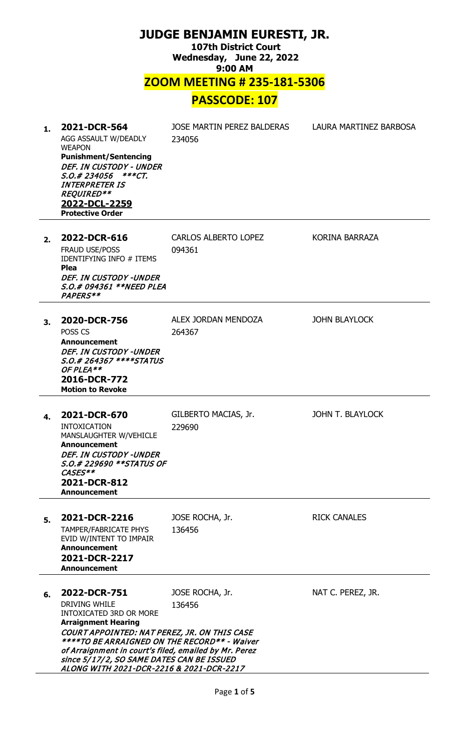# JUDGE BENJAMIN EURESTI, JR.

**107th District Court**
**Wednesday, June 22, 2022**
**9:00 AM**

## ZOOM MEETING # 235-181-5306

## PASSCODE: 107

| # | Case | Defendant | Attorney |
|---|---|---|---|
| 1. | **2021-DCR-564**<br>AGG ASSAULT W/DEADLY WEAPON<br>**Punishment/Sentencing**<br>***DEF. IN CUSTODY - UNDER S.O.# 234056 ***CT. INTERPRETER IS REQUIRED*****<br>**2022-DCL-2259**<br>**Protective Order** | JOSE MARTIN PEREZ BALDERAS<br>234056 | LAURA MARTINEZ BARBOSA |
| 2. | **2022-DCR-616**<br>FRAUD USE/POSS IDENTIFYING INFO # ITEMS<br>**Plea**<br>***DEF. IN CUSTODY -UNDER S.O.# 094361 **NEED PLEA PAPERS*** | CARLOS ALBERTO LOPEZ<br>094361 | KORINA BARRAZA |
| 3. | **2020-DCR-756**<br>POSS CS<br>**Announcement**<br>***DEF. IN CUSTODY -UNDER S.O.# 264367 ****STATUS OF PLEA*****<br>**2016-DCR-772**<br>**Motion to Revoke** | ALEX JORDAN MENDOZA<br>264367 | JOHN BLAYLOCK |
| 4. | **2021-DCR-670**<br>INTOXICATION MANSLAUGHTER W/VEHICLE<br>**Announcement**<br>***DEF. IN CUSTODY -UNDER S.O.# 229690 **STATUS OF CASES*****<br>**2021-DCR-812**<br>**Announcement** | GILBERTO MACIAS, Jr.<br>229690 | JOHN T. BLAYLOCK |
| 5. | **2021-DCR-2216**<br>TAMPER/FABRICATE PHYS EVID W/INTENT TO IMPAIR<br>**Announcement**<br>**2021-DCR-2217**<br>**Announcement** | JOSE ROCHA, Jr.<br>136456 | RICK CANALES |
| 6. | **2022-DCR-751**<br>DRIVING WHILE INTOXICATED 3RD OR MORE<br>**Arraignment Hearing**<br>***COURT APPOINTED: NAT PEREZ, JR. ON THIS CASE ****TO BE ARRAIGNED ON THE RECORD** - Waiver of Arraignment in court's filed, emailed by Mr. Perez since 5/17/2, SO SAME DATES CAN BE ISSUED ALONG WITH 2021-DCR-2216 & 2021-DCR-2217*** | JOSE ROCHA, Jr.<br>136456 | NAT C. PEREZ, JR. |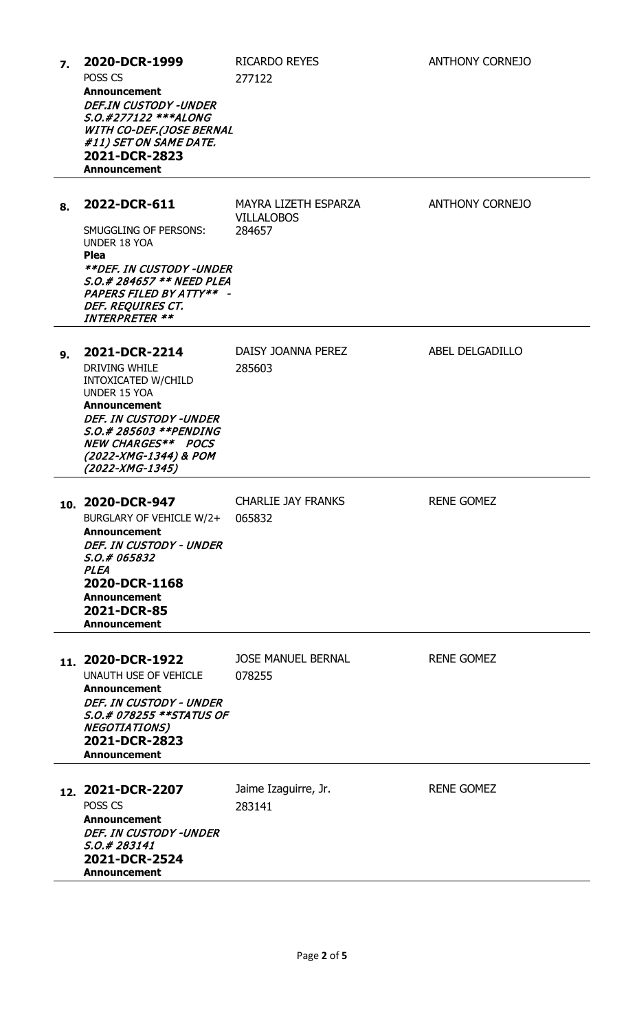| # | Case / Charge / Setting / Notes | Defendant / S.O.# | Attorney |
|---|---|---|---|
| 7. | **2020-DCR-1999**<br>POSS CS<br>**Announcement**<br>***DEF.IN CUSTODY -UNDER S.O.#277122 ***ALONG WITH CO-DEF.(JOSE BERNAL #11) SET ON SAME DATE.***<br>**2021-DCR-2823**<br>**Announcement** | RICARDO REYES<br>277122 | ANTHONY CORNEJO |
| 8. | **2022-DCR-611**<br>SMUGGLING OF PERSONS: UNDER 18 YOA<br>**Plea**<br>***\*\*DEF. IN CUSTODY -UNDER S.O.# 284657 \*\* NEED PLEA PAPERS FILED BY ATTY\*\* - DEF. REQUIRES CT. INTERPRETER \*\**** | MAYRA LIZETH ESPARZA VILLALOBOS<br>284657 | ANTHONY CORNEJO |
| 9. | **2021-DCR-2214**<br>DRIVING WHILE INTOXICATED W/CHILD UNDER 15 YOA<br>**Announcement**<br>***DEF. IN CUSTODY -UNDER S.O.# 285603 \*\*PENDING NEW CHARGES\*\* POCS (2022-XMG-1344) & POM (2022-XMG-1345)*** | DAISY JOANNA PEREZ<br>285603 | ABEL DELGADILLO |
| 10. | **2020-DCR-947**<br>BURGLARY OF VEHICLE W/2+<br>**Announcement**<br>***DEF. IN CUSTODY - UNDER S.O.# 065832 PLEA***<br>**2020-DCR-1168**<br>**Announcement**<br>**2021-DCR-85**<br>**Announcement** | CHARLIE JAY FRANKS<br>065832 | RENE GOMEZ |
| 11. | **2020-DCR-1922**<br>UNAUTH USE OF VEHICLE<br>**Announcement**<br>***DEF. IN CUSTODY - UNDER S.O.# 078255 \*\*STATUS OF NEGOTIATIONS)***<br>**2021-DCR-2823**<br>**Announcement** | JOSE MANUEL BERNAL<br>078255 | RENE GOMEZ |
| 12. | **2021-DCR-2207**<br>POSS CS<br>**Announcement**<br>***DEF. IN CUSTODY -UNDER S.O.# 283141***<br>**2021-DCR-2524**<br>**Announcement** | Jaime Izaguirre, Jr.<br>283141 | RENE GOMEZ |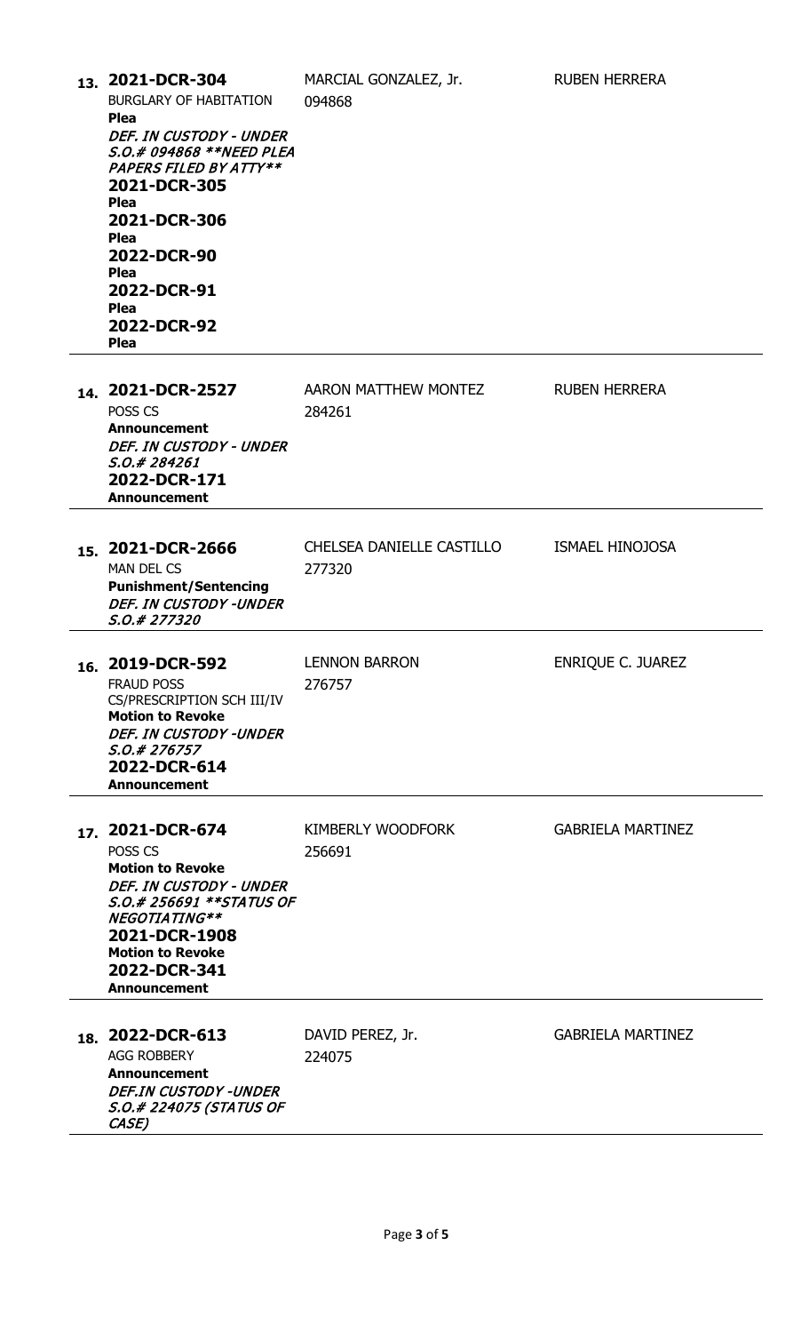| # | Case / Offense / Setting | Defendant | Attorney |
|---|---|---|---|
| 13. | **2021-DCR-304**<br>BURGLARY OF HABITATION<br>**Plea**<br>***DEF. IN CUSTODY - UNDER S.O.# 094868 **NEED PLEA PAPERS FILED BY ATTY*****<br>**2021-DCR-305**<br>**Plea**<br>**2021-DCR-306**<br>**Plea**<br>**2022-DCR-90**<br>**Plea**<br>**2022-DCR-91**<br>**Plea**<br>**2022-DCR-92**<br>**Plea** | MARCIAL GONZALEZ, Jr.<br>094868 | RUBEN HERRERA |
| 14. | **2021-DCR-2527**<br>POSS CS<br>**Announcement**<br>***DEF. IN CUSTODY - UNDER S.O.# 284261***<br>**2022-DCR-171**<br>**Announcement** | AARON MATTHEW MONTEZ<br>284261 | RUBEN HERRERA |
| 15. | **2021-DCR-2666**<br>MAN DEL CS<br>**Punishment/Sentencing**<br>***DEF. IN CUSTODY -UNDER S.O.# 277320*** | CHELSEA DANIELLE CASTILLO<br>277320 | ISMAEL HINOJOSA |
| 16. | **2019-DCR-592**<br>FRAUD POSS CS/PRESCRIPTION SCH III/IV<br>**Motion to Revoke**<br>***DEF. IN CUSTODY -UNDER S.O.# 276757***<br>**2022-DCR-614**<br>**Announcement** | LENNON BARRON<br>276757 | ENRIQUE C. JUAREZ |
| 17. | **2021-DCR-674**<br>POSS CS<br>**Motion to Revoke**<br>***DEF. IN CUSTODY - UNDER S.O.# 256691 **STATUS OF NEGOTIATING*****<br>**2021-DCR-1908**<br>**Motion to Revoke**<br>**2022-DCR-341**<br>**Announcement** | KIMBERLY WOODFORK<br>256691 | GABRIELA MARTINEZ |
| 18. | **2022-DCR-613**<br>AGG ROBBERY<br>**Announcement**<br>***DEF.IN CUSTODY -UNDER S.O.# 224075 (STATUS OF CASE)*** | DAVID PEREZ, Jr.<br>224075 | GABRIELA MARTINEZ |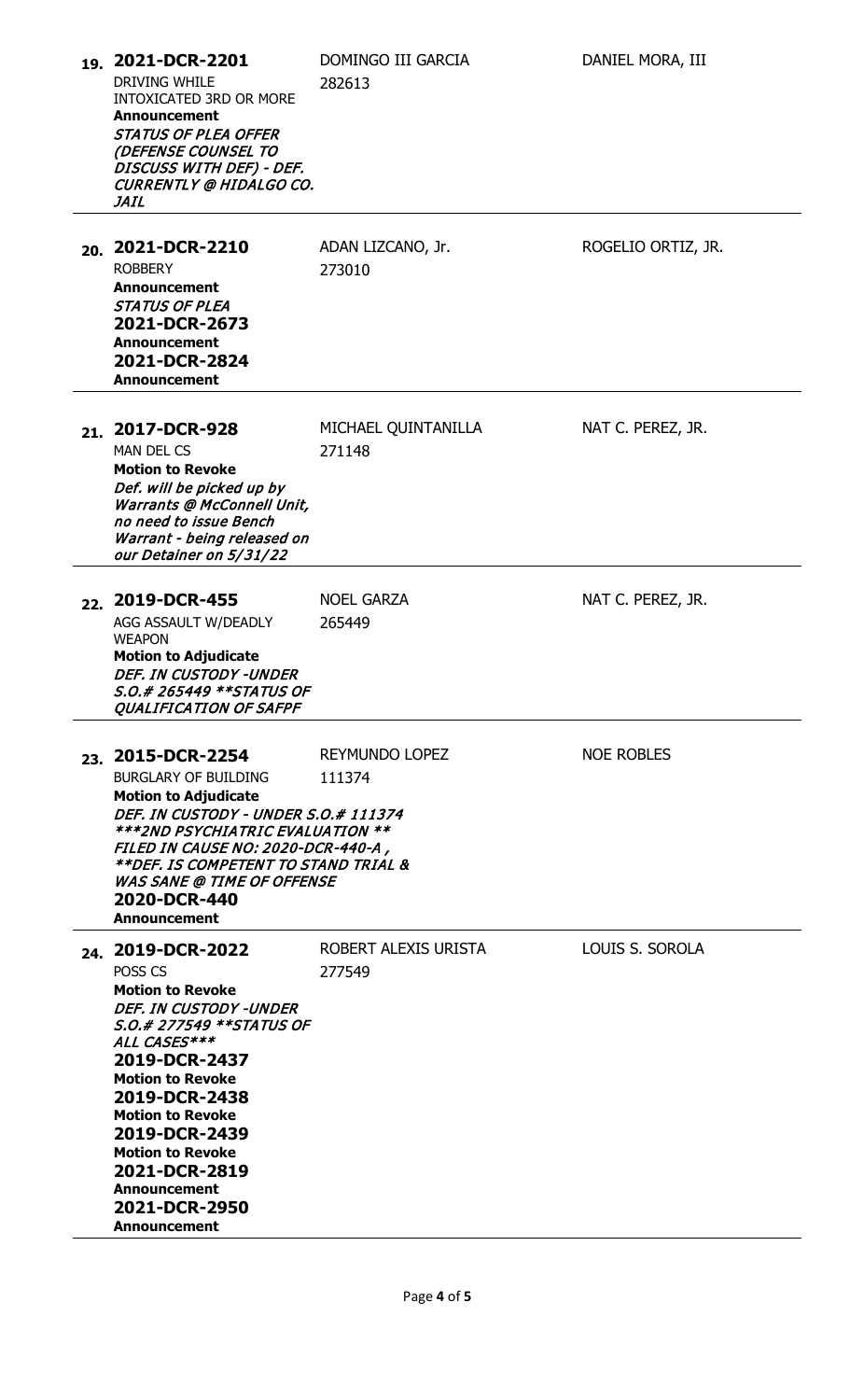| # | Case | Defendant | Attorney |
|---|---|---|---|
| 19. | **2021-DCR-2201**<br>DRIVING WHILE INTOXICATED 3RD OR MORE<br>**Announcement**<br>***STATUS OF PLEA OFFER (DEFENSE COUNSEL TO DISCUSS WITH DEF) - DEF. CURRENTLY @ HIDALGO CO. JAIL*** | DOMINGO III GARCIA<br>282613 | DANIEL MORA, III |
| 20. | **2021-DCR-2210**<br>ROBBERY<br>**Announcement**<br>***STATUS OF PLEA***<br>**2021-DCR-2673**<br>**Announcement**<br>**2021-DCR-2824**<br>**Announcement** | ADAN LIZCANO, Jr.<br>273010 | ROGELIO ORTIZ, JR. |
| 21. | **2017-DCR-928**<br>MAN DEL CS<br>**Motion to Revoke**<br>*Def. will be picked up by Warrants @ McConnell Unit, no need to issue Bench Warrant - being released on our Detainer on 5/31/22* | MICHAEL QUINTANILLA<br>271148 | NAT C. PEREZ, JR. |
| 22. | **2019-DCR-455**<br>AGG ASSAULT W/DEADLY WEAPON<br>**Motion to Adjudicate**<br>***DEF. IN CUSTODY -UNDER S.O.# 265449 **STATUS OF QUALIFICATION OF SAFPF*** | NOEL GARZA<br>265449 | NAT C. PEREZ, JR. |
| 23. | **2015-DCR-2254**<br>BURGLARY OF BUILDING<br>**Motion to Adjudicate**<br>***DEF. IN CUSTODY - UNDER S.O.# 111374 ***2ND PSYCHIATRIC EVALUATION ** FILED IN CAUSE NO: 2020-DCR-440-A , **DEF. IS COMPETENT TO STAND TRIAL & WAS SANE @ TIME OF OFFENSE***<br>**2020-DCR-440**<br>**Announcement** | REYMUNDO LOPEZ<br>111374 | NOE ROBLES |
| 24. | **2019-DCR-2022**<br>POSS CS<br>**Motion to Revoke**<br>***DEF. IN CUSTODY -UNDER S.O.# 277549 **STATUS OF ALL CASES****** <br>**2019-DCR-2437**<br>**Motion to Revoke**<br>**2019-DCR-2438**<br>**Motion to Revoke**<br>**2019-DCR-2439**<br>**Motion to Revoke**<br>**2021-DCR-2819**<br>**Announcement**<br>**2021-DCR-2950**<br>**Announcement** | ROBERT ALEXIS URISTA<br>277549 | LOUIS S. SOROLA |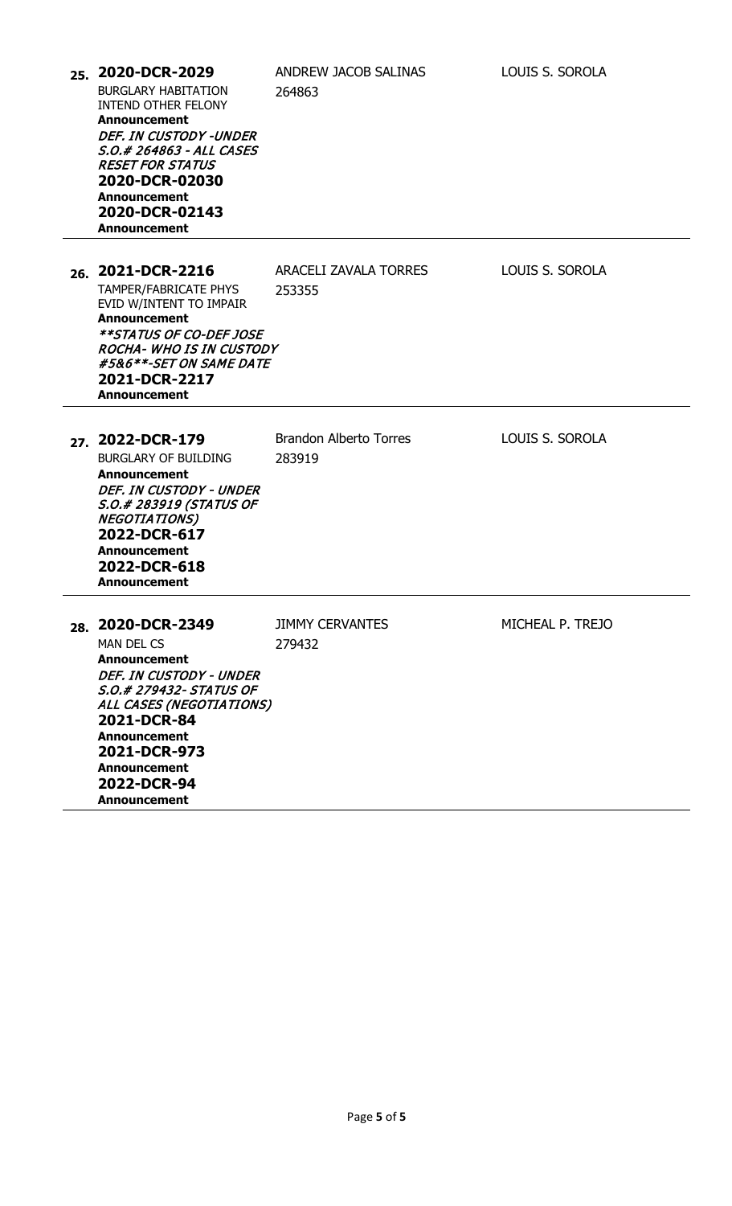| | | | |
|---|---|---|---|
| 25. | **2020-DCR-2029**<br>BURGLARY HABITATION INTEND OTHER FELONY<br>**Announcement**<br>***DEF. IN CUSTODY -UNDER S.O.# 264863 - ALL CASES RESET FOR STATUS***<br>**2020-DCR-02030**<br>**Announcement**<br>**2020-DCR-02143**<br>**Announcement** | ANDREW JACOB SALINAS<br>264863 | LOUIS S. SOROLA |
| 26. | **2021-DCR-2216**<br>TAMPER/FABRICATE PHYS EVID W/INTENT TO IMPAIR<br>**Announcement**<br>***\*\*STATUS OF CO-DEF JOSE ROCHA- WHO IS IN CUSTODY #5&6\*\*-SET ON SAME DATE***<br>**2021-DCR-2217**<br>**Announcement** | ARACELI ZAVALA TORRES<br>253355 | LOUIS S. SOROLA |
| 27. | **2022-DCR-179**<br>BURGLARY OF BUILDING<br>**Announcement**<br>***DEF. IN CUSTODY - UNDER S.O.# 283919 (STATUS OF NEGOTIATIONS)***<br>**2022-DCR-617**<br>**Announcement**<br>**2022-DCR-618**<br>**Announcement** | Brandon Alberto Torres<br>283919 | LOUIS S. SOROLA |
| 28. | **2020-DCR-2349**<br>MAN DEL CS<br>**Announcement**<br>***DEF. IN CUSTODY - UNDER S.O.# 279432- STATUS OF ALL CASES (NEGOTIATIONS)***<br>**2021-DCR-84**<br>**Announcement**<br>**2021-DCR-973**<br>**Announcement**<br>**2022-DCR-94**<br>**Announcement** | JIMMY CERVANTES<br>279432 | MICHEAL P. TREJO |